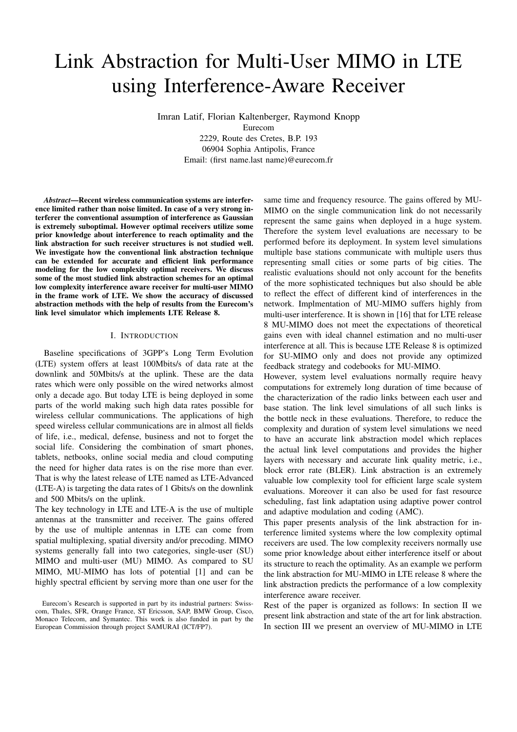# Link Abstraction for Multi-User MIMO in LTE using Interference-Aware Receiver

Imran Latif, Florian Kaltenberger, Raymond Knopp
Eurecom
2229, Route des Cretes, B.P. 193
06904 Sophia Antipolis, France
Email: (first name.last name)@eurecom.fr

***Abstract*—Recent wireless communication systems are interference limited rather than noise limited. In case of a very strong interferer the conventional assumption of interference as Gaussian is extremely suboptimal. However optimal receivers utilize some prior knowledge about interference to reach optimality and the link abstraction for such receiver structures is not studied well. We investigate how the conventional link abstraction technique can be extended for accurate and efficient link performance modeling for the low complexity optimal receivers. We discuss some of the most studied link abstraction schemes for an optimal low complexity interference aware receiver for multi-user MIMO in the frame work of LTE. We show the accuracy of discussed abstraction methods with the help of results from the Eurecom's link level simulator which implements LTE Release 8.**

## I. Introduction

Baseline specifications of 3GPP's Long Term Evolution (LTE) system offers at least 100Mbits/s of data rate at the downlink and 50Mbits/s at the uplink. These are the data rates which were only possible on the wired networks almost only a decade ago. But today LTE is being deployed in some parts of the world making such high data rates possible for wireless cellular communications. The applications of high speed wireless cellular communications are in almost all fields of life, i.e., medical, defense, business and not to forget the social life. Considering the combination of smart phones, tablets, netbooks, online social media and cloud computing the need for higher data rates is on the rise more than ever. That is why the latest release of LTE named as LTE-Advanced (LTE-A) is targeting the data rates of 1 Gbits/s on the downlink and 500 Mbits/s on the uplink.

The key technology in LTE and LTE-A is the use of multiple antennas at the transmitter and receiver. The gains offered by the use of multiple antennas in LTE can come from spatial multiplexing, spatial diversity and/or precoding. MIMO systems generally fall into two categories, single-user (SU) MIMO and multi-user (MU) MIMO. As compared to SU MIMO, MU-MIMO has lots of potential [1] and can be highly spectral efficient by serving more than one user for the same time and frequency resource. The gains offered by MU-MIMO on the single communication link do not necessarily represent the same gains when deployed in a huge system. Therefore the system level evaluations are necessary to be performed before its deployment. In system level simulations multiple base stations communicate with multiple users thus representing small cities or some parts of big cities. The realistic evaluations should not only account for the benefits of the more sophisticated techniques but also should be able to reflect the effect of different kind of interferences in the network. Implmentation of MU-MIMO suffers highly from multi-user interference. It is shown in [16] that for LTE release 8 MU-MIMO does not meet the expectations of theoretical gains even with ideal channel estimation and no multi-user interference at all. This is because LTE Release 8 is optimized for SU-MIMO only and does not provide any optimized feedback strategy and codebooks for MU-MIMO.

However, system level evaluations normally require heavy computations for extremely long duration of time because of the characterization of the radio links between each user and base station. The link level simulations of all such links is the bottle neck in these evaluations. Therefore, to reduce the complexity and duration of system level simulations we need to have an accurate link abstraction model which replaces the actual link level computations and provides the higher layers with necessary and accurate link quality metric, i.e., block error rate (BLER). Link abstraction is an extremely valuable low complexity tool for efficient large scale system evaluations. Moreover it can also be used for fast resource scheduling, fast link adaptation using adaptive power control and adaptive modulation and coding (AMC).

This paper presents analysis of the link abstraction for interference limited systems where the low complexity optimal receivers are used. The low complexity receivers normally use some prior knowledge about either interference itself or about its structure to reach the optimality. As an example we perform the link abstraction for MU-MIMO in LTE release 8 where the link abstraction predicts the performance of a low complexity interference aware receiver.

Rest of the paper is organized as follows: In section II we present link abstraction and state of the art for link abstraction. In section III we present an overview of MU-MIMO in LTE

Eurecom's Research is supported in part by its industrial partners: Swisscom, Thales, SFR, Orange France, ST Ericsson, SAP, BMW Group, Cisco, Monaco Telecom, and Symantec. This work is also funded in part by the European Commission through project SAMURAI (ICT/FP7).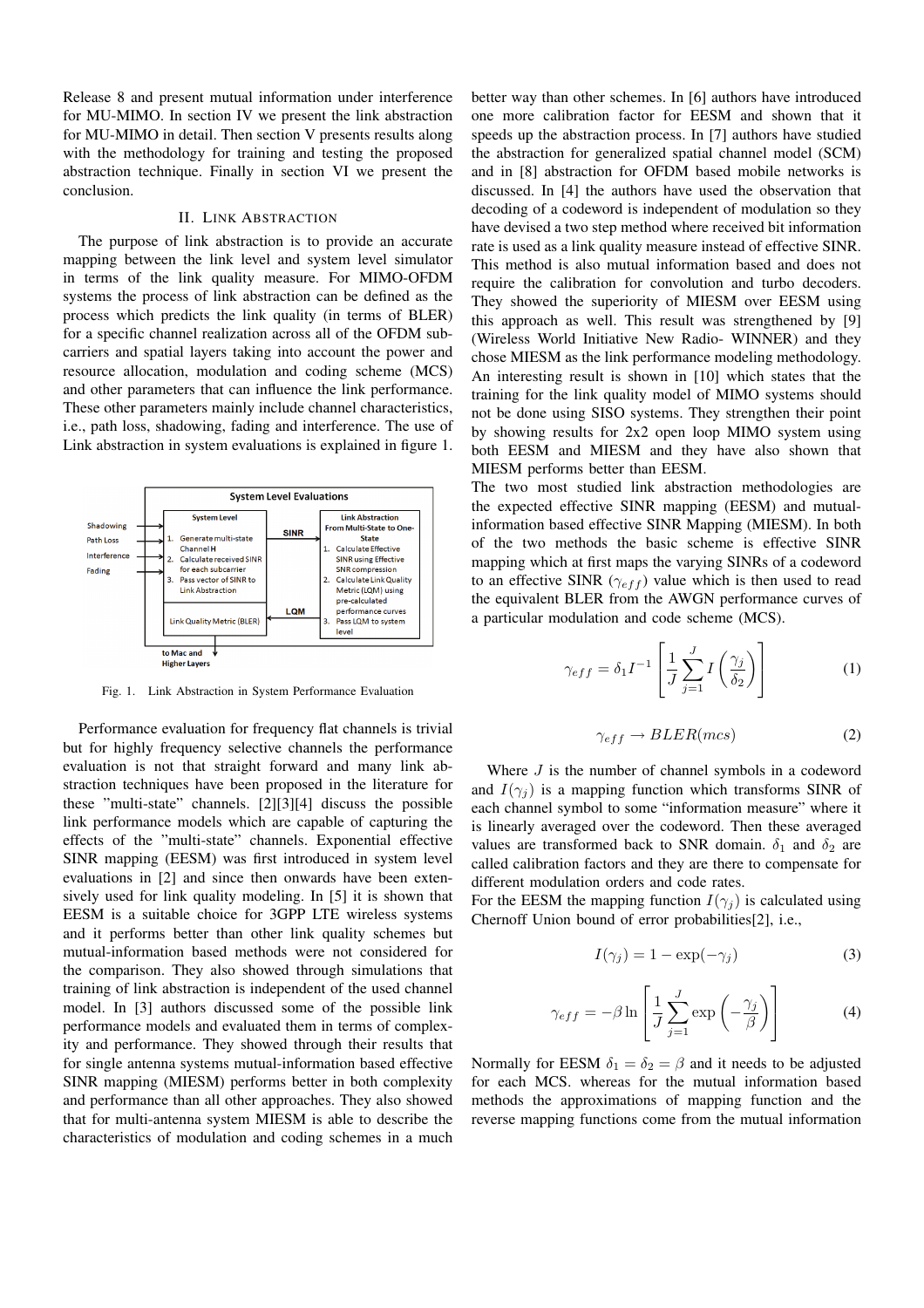Release 8 and present mutual information under interference for MU-MIMO. In section IV we present the link abstraction for MU-MIMO in detail. Then section V presents results along with the methodology for training and testing the proposed abstraction technique. Finally in section VI we present the conclusion.

## II. Link Abstraction

The purpose of link abstraction is to provide an accurate mapping between the link level and system level simulator in terms of the link quality measure. For MIMO-OFDM systems the process of link abstraction can be defined as the process which predicts the link quality (in terms of BLER) for a specific channel realization across all of the OFDM subcarriers and spatial layers taking into account the power and resource allocation, modulation and coding scheme (MCS) and other parameters that can influence the link performance. These other parameters mainly include channel characteristics, i.e., path loss, shadowing, fading and interference. The use of Link abstraction in system evaluations is explained in figure 1.

System Level Evaluations

Shadowing, Path Loss, Interference, Fading → System Level: 1. Generate multi-state Channel H; 2. Calculate received SINR for each subcarrier; 3. Pass vector of SINR to Link Abstraction — SINR → Link Abstraction From Multi-State to One-State: 1. Calculate Effective SINR using Effective SNR compression; 2. Calculate Link Quality Metric (LQM) using pre-calculated performance curves; 3. Pass LQM to system level — LQM → Link Quality Metric (BLER) → to Mac and Higher Layers

Fig. 1. Link Abstraction in System Performance Evaluation

Performance evaluation for frequency flat channels is trivial but for highly frequency selective channels the performance evaluation is not that straight forward and many link abstraction techniques have been proposed in the literature for these "multi-state" channels. [2][3][4] discuss the possible link performance models which are capable of capturing the effects of the "multi-state" channels. Exponential effective SINR mapping (EESM) was first introduced in system level evaluations in [2] and since then onwards have been extensively used for link quality modeling. In [5] it is shown that EESM is a suitable choice for 3GPP LTE wireless systems and it performs better than other link quality schemes but mutual-information based methods were not considered for the comparison. They also showed through simulations that training of link abstraction is independent of the used channel model. In [3] authors discussed some of the possible link performance models and evaluated them in terms of complexity and performance. They showed through their results that for single antenna systems mutual-information based effective SINR mapping (MIESM) performs better in both complexity and performance than all other approaches. They also showed that for multi-antenna system MIESM is able to describe the characteristics of modulation and coding schemes in a much better way than other schemes. In [6] authors have introduced one more calibration factor for EESM and shown that it speeds up the abstraction process. In [7] authors have studied the abstraction for generalized spatial channel model (SCM) and in [8] abstraction for OFDM based mobile networks is discussed. In [4] the authors have used the observation that decoding of a codeword is independent of modulation so they have devised a two step method where received bit information rate is used as a link quality measure instead of effective SINR. This method is also mutual information based and does not require the calibration for convolution and turbo decoders. They showed the superiority of MIESM over EESM using this approach as well. This result was strengthened by [9] (Wireless World Initiative New Radio- WINNER) and they chose MIESM as the link performance modeling methodology. An interesting result is shown in [10] which states that the training for the link quality model of MIMO systems should not be done using SISO systems. They strengthen their point by showing results for 2x2 open loop MIMO system using both EESM and MIESM and they have also shown that MIESM performs better than EESM.

The two most studied link abstraction methodologies are the expected effective SINR mapping (EESM) and mutual-information based effective SINR Mapping (MIESM). In both of the two methods the basic scheme is effective SINR mapping which at first maps the varying SINRs of a codeword to an effective SINR ($\gamma_{eff}$) value which is then used to read the equivalent BLER from the AWGN performance curves of a particular modulation and code scheme (MCS).

$$\gamma_{eff} = \delta_1 I^{-1}\left[\frac{1}{J}\sum_{j=1}^{J} I\left(\frac{\gamma_j}{\delta_2}\right)\right] \tag{1}$$

$$\gamma_{eff} \rightarrow BLER(mcs) \tag{2}$$

Where $J$ is the number of channel symbols in a codeword and $I(\gamma_j)$ is a mapping function which transforms SINR of each channel symbol to some "information measure" where it is linearly averaged over the codeword. Then these averaged values are transformed back to SNR domain. $\delta_1$ and $\delta_2$ are called calibration factors and they are there to compensate for different modulation orders and code rates.

For the EESM the mapping function $I(\gamma_j)$ is calculated using Chernoff Union bound of error probabilities[2], i.e.,

$$I(\gamma_j) = 1 - \exp(-\gamma_j) \tag{3}$$

$$\gamma_{eff} = -\beta \ln\left[\frac{1}{J}\sum_{j=1}^{J} \exp\left(-\frac{\gamma_j}{\beta}\right)\right] \tag{4}$$

Normally for EESM $\delta_1 = \delta_2 = \beta$ and it needs to be adjusted for each MCS. whereas for the mutual information based methods the approximations of mapping function and the reverse mapping functions come from the mutual information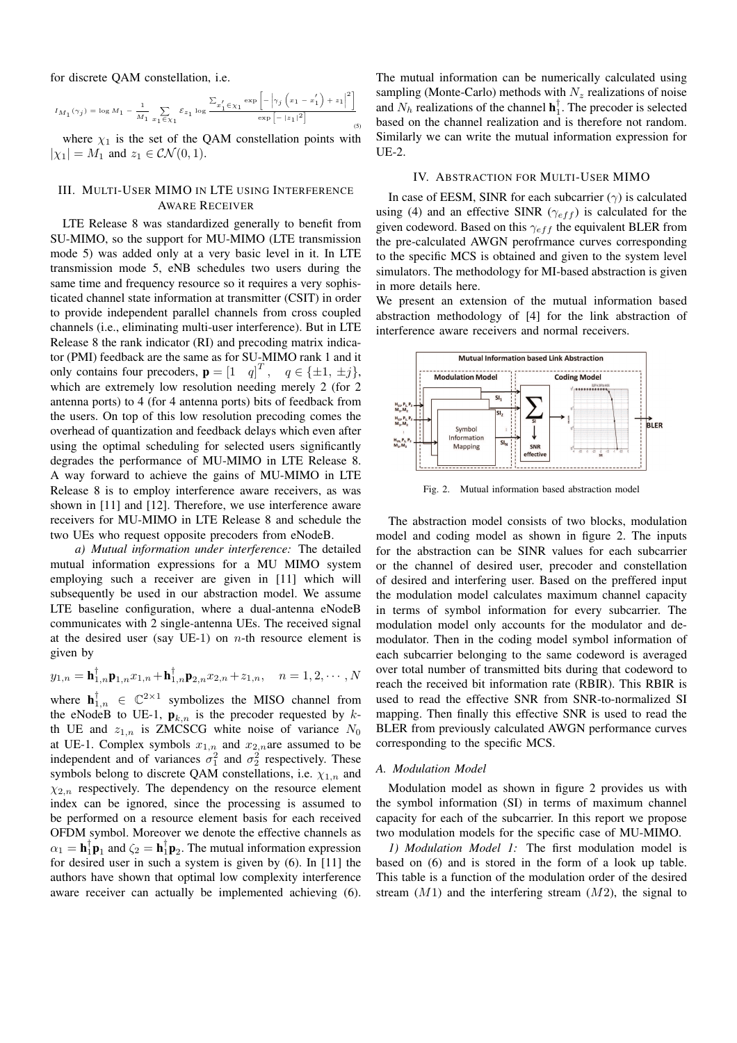for discrete QAM constellation, i.e.

$$I_{M_1}(\gamma_j) = \log M_1 - \frac{1}{M_1} \sum_{x_1 \in \chi_1} \mathcal{E}_{z_1} \log \frac{\sum_{x_1' \in \chi_1} \exp\left[-\left|\gamma_j\left(x_1 - x_1'\right) + z_1\right|^2\right]}{\exp\left[-|z_1|^2\right]} \tag{5}$$

where $\chi_1$ is the set of the QAM constellation points with $|\chi_1| = M_1$ and $z_1 \in \mathcal{CN}(0,1)$.

## III. Multi-User MIMO in LTE using Interference Aware Receiver

LTE Release 8 was standardized generally to benefit from SU-MIMO, so the support for MU-MIMO (LTE transmission mode 5) was added only at a very basic level in it. In LTE transmission mode 5, eNB schedules two users during the same time and frequency resource so it requires a very sophisticated channel state information at transmitter (CSIT) in order to provide independent parallel channels from cross coupled channels (i.e., eliminating multi-user interference). But in LTE Release 8 the rank indicator (RI) and precoding matrix indicator (PMI) feedback are the same as for SU-MIMO rank 1 and it only contains four precoders, $\mathbf{p} = [1 \quad q]^T, \quad q \in \{\pm 1, \pm j\}$, which are extremely low resolution needing merely 2 (for 2 antenna ports) to 4 (for 4 antenna ports) bits of feedback from the users. On top of this low resolution precoding comes the overhead of quantization and feedback delays which even after using the optimal scheduling for selected users significantly degrades the performance of MU-MIMO in LTE Release 8. A way forward to achieve the gains of MU-MIMO in LTE Release 8 is to employ interference aware receivers, as was shown in [11] and [12]. Therefore, we use interference aware receivers for MU-MIMO in LTE Release 8 and schedule the two UEs who request opposite precoders from eNodeB.

*a) Mutual information under interference:* The detailed mutual information expressions for a MU MIMO system employing such a receiver are given in [11] which will subsequently be used in our abstraction model. We assume LTE baseline configuration, where a dual-antenna eNodeB communicates with 2 single-antenna UEs. The received signal at the desired user (say UE-1) on $n$-th resource element is given by

$$y_{1,n} = \mathbf{h}_{1,n}^{\dagger}\mathbf{p}_{1,n}x_{1,n} + \mathbf{h}_{1,n}^{\dagger}\mathbf{p}_{2,n}x_{2,n} + z_{1,n}, \quad n = 1, 2, \cdots, N$$

where $\mathbf{h}_{1,n}^{\dagger} \in \mathbb{C}^{2\times 1}$ symbolizes the MISO channel from the eNodeB to UE-1, $\mathbf{p}_{k,n}$ is the precoder requested by $k$-th UE and $z_{1,n}$ is ZMCSCG white noise of variance $N_0$ at UE-1. Complex symbols $x_{1,n}$ and $x_{2,n}$are assumed to be independent and of variances $\sigma_1^2$ and $\sigma_2^2$ respectively. These symbols belong to discrete QAM constellations, i.e. $\chi_{1,n}$ and $\chi_{2,n}$ respectively. The dependency on the resource element index can be ignored, since the processing is assumed to be performed on a resource element basis for each received OFDM symbol. Moreover we denote the effective channels as $\alpha_1 = \mathbf{h}_1^{\dagger}\mathbf{p}_1$ and $\zeta_2 = \mathbf{h}_1^{\dagger}\mathbf{p}_2$. The mutual information expression for desired user in such a system is given by (6). In [11] the authors have shown that optimal low complexity interference aware receiver can actually be implemented achieving (6). The mutual information can be numerically calculated using sampling (Monte-Carlo) methods with $N_z$ realizations of noise and $N_h$ realizations of the channel $\mathbf{h}_1^{\dagger}$. The precoder is selected based on the channel realization and is therefore not random. Similarly we can write the mutual information expression for UE-2.

## IV. Abstraction for Multi-User MIMO

In case of EESM, SINR for each subcarrier ($\gamma$) is calculated using (4) and an effective SINR ($\gamma_{eff}$) is calculated for the given codeword. Based on this $\gamma_{eff}$ the equivalent BLER from the pre-calculated AWGN perofrmance curves corresponding to the specific MCS is obtained and given to the system level simulators. The methodology for MI-based abstraction is given in more details here.

We present an extension of the mutual information based abstraction methodology of [4] for the link abstraction of interference aware receivers and normal receivers.

Fig. 2. Mutual information based abstraction model

The abstraction model consists of two blocks, modulation model and coding model as shown in figure 2. The inputs for the abstraction can be SINR values for each subcarrier or the channel of desired user, precoder and constellation of desired and interfering user. Based on the preffered input the modulation model calculates maximum channel capacity in terms of symbol information for every subcarrier. The modulation model only accounts for the modulator and demodulator. Then in the coding model symbol information of each subcarrier belonging to the same codeword is averaged over total number of transmitted bits during that codeword to reach the received bit information rate (RBIR). This RBIR is used to read the effective SNR from SNR-to-normalized SI mapping. Then finally this effective SNR is used to read the BLER from previously calculated AWGN performance curves corresponding to the specific MCS.

### A. Modulation Model

Modulation model as shown in figure 2 provides us with the symbol information (SI) in terms of maximum channel capacity for each of the subcarrier. In this report we propose two modulation models for the specific case of MU-MIMO.

*1) Modulation Model 1:* The first modulation model is based on (6) and is stored in the form of a look up table. This table is a function of the modulation order of the desired stream ($M1$) and the interfering stream ($M2$), the signal to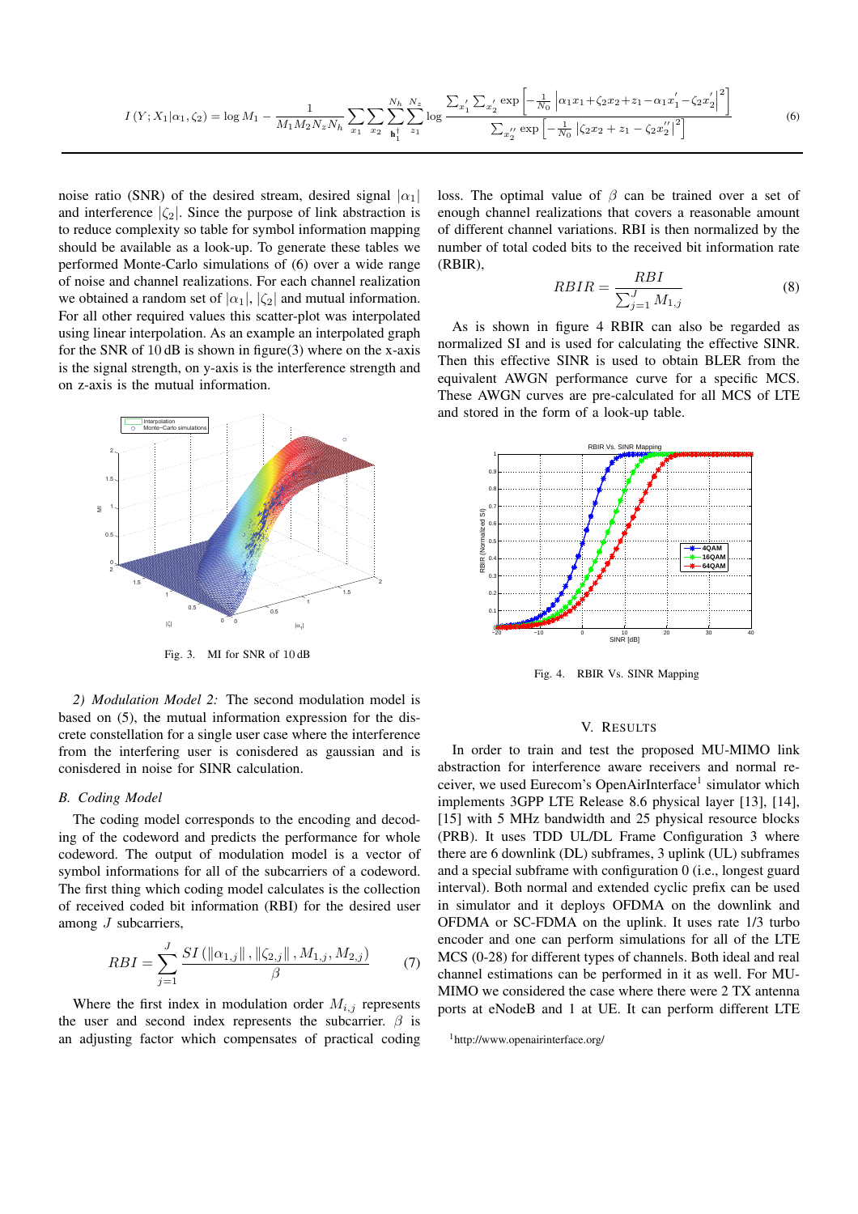$$I(Y;X_1|\alpha_1,\zeta_2) = \log M_1 - \frac{1}{M_1 M_2 N_z N_h} \sum_{x_1} \sum_{x_2} \sum_{\mathbf{h}_1^\dagger}^{N_h} \sum_{z_1}^{N_z} \log \frac{\sum_{x_1^{'}} \sum_{x_2^{'}} \exp\left[-\frac{1}{N_0}\left|\alpha_1 x_1 + \zeta_2 x_2 + z_1 - \alpha_1 x_1^{'} - \zeta_2 x_2^{'}\right|^2\right]}{\sum_{x_2^{''}} \exp\left[-\frac{1}{N_0}\left|\zeta_2 x_2 + z_1 - \zeta_2 x_2^{''}\right|^2\right]} \tag{6}$$

noise ratio (SNR) of the desired stream, desired signal $|\alpha_1|$ and interference $|\zeta_2|$. Since the purpose of link abstraction is to reduce complexity so table for symbol information mapping should be available as a look-up. To generate these tables we performed Monte-Carlo simulations of (6) over a wide range of noise and channel realizations. For each channel realization we obtained a random set of $|\alpha_1|$, $|\zeta_2|$ and mutual information. For all other required values this scatter-plot was interpolated using linear interpolation. As an example an interpolated graph for the SNR of 10 dB is shown in figure(3) where on the x-axis is the signal strength, on y-axis is the interference strength and on z-axis is the mutual information.

Fig. 3. MI for SNR of 10 dB

*2) Modulation Model 2:* The second modulation model is based on (5), the mutual information expression for the discrete constellation for a single user case where the interference from the interfering user is conisdered as gaussian and is conisdered in noise for SINR calculation.

## B. Coding Model

The coding model corresponds to the encoding and decoding of the codeword and predicts the performance for whole codeword. The output of modulation model is a vector of symbol informations for all of the subcarriers of a codeword. The first thing which coding model calculates is the collection of received coded bit information (RBI) for the desired user among $J$ subcarriers,

$$RBI = \sum_{j=1}^{J} \frac{SI\left(\|\alpha_{1,j}\|, \|\zeta_{2,j}\|, M_{1,j}, M_{2,j}\right)}{\beta} \tag{7}$$

Where the first index in modulation order $M_{i,j}$ represents the user and second index represents the subcarrier. $\beta$ is an adjusting factor which compensates of practical coding loss. The optimal value of $\beta$ can be trained over a set of enough channel realizations that covers a reasonable amount of different channel variations. RBI is then normalized by the number of total coded bits to the received bit information rate (RBIR),

$$RBIR = \frac{RBI}{\sum_{j=1}^{J} M_{1,j}} \tag{8}$$

As is shown in figure 4 RBIR can also be regarded as normalized SI and is used for calculating the effective SINR. Then this effective SINR is used to obtain BLER from the equivalent AWGN performance curve for a specific MCS. These AWGN curves are pre-calculated for all MCS of LTE and stored in the form of a look-up table.

Fig. 4. RBIR Vs. SINR Mapping

## V. Results

In order to train and test the proposed MU-MIMO link abstraction for interference aware receivers and normal receiver, we used Eurecom's OpenAirInterface[1] simulator which implements 3GPP LTE Release 8.6 physical layer [13], [14], [15] with 5 MHz bandwidth and 25 physical resource blocks (PRB). It uses TDD UL/DL Frame Configuration 3 where there are 6 downlink (DL) subframes, 3 uplink (UL) subframes and a special subframe with configuration 0 (i.e., longest guard interval). Both normal and extended cyclic prefix can be used in simulator and it deploys OFDMA on the downlink and OFDMA or SC-FDMA on the uplink. It uses rate 1/3 turbo encoder and one can perform simulations for all of the LTE MCS (0-28) for different types of channels. Both ideal and real channel estimations can be performed in it as well. For MU-MIMO we considered the case where there were 2 TX antenna ports at eNodeB and 1 at UE. It can perform different LTE

[1]http://www.openairinterface.org/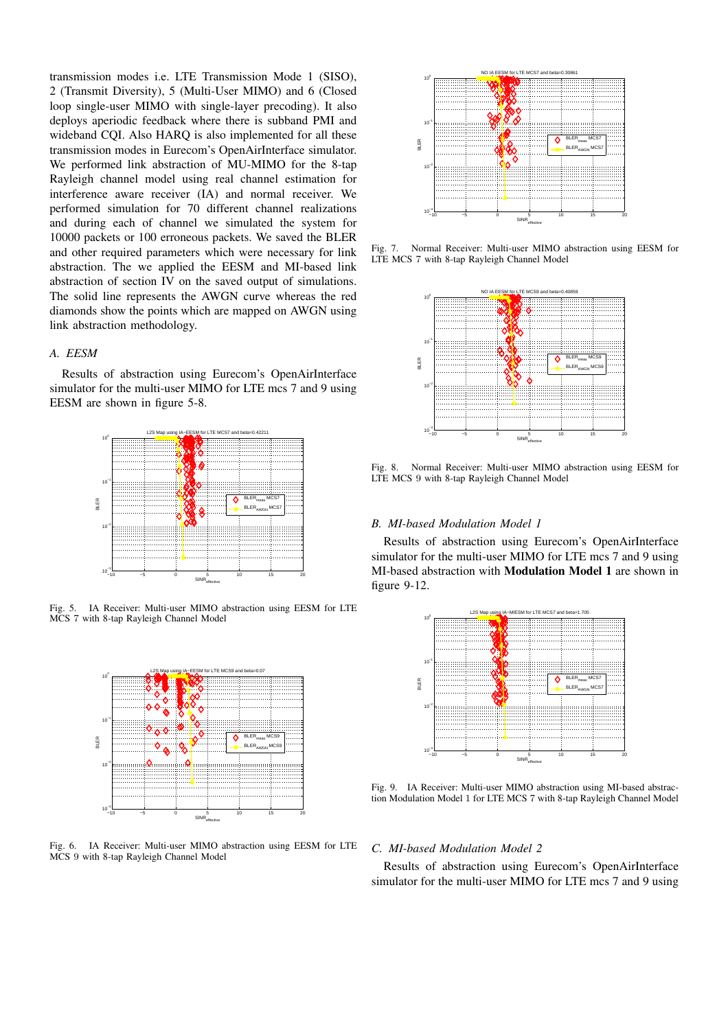transmission modes i.e. LTE Transmission Mode 1 (SISO), 2 (Transmit Diversity), 5 (Multi-User MIMO) and 6 (Closed loop single-user MIMO with single-layer precoding). It also deploys aperiodic feedback where there is subband PMI and wideband CQI. Also HARQ is also implemented for all these transmission modes in Eurecom's OpenAirInterface simulator. We performed link abstraction of MU-MIMO for the 8-tap Rayleigh channel model using real channel estimation for interference aware receiver (IA) and normal receiver. We performed simulation for 70 different channel realizations and during each of channel we simulated the system for 10000 packets or 100 erroneous packets. We saved the BLER and other required parameters which were necessary for link abstraction. The we applied the EESM and MI-based link abstraction of section IV on the saved output of simulations. The solid line represents the AWGN curve whereas the red diamonds show the points which are mapped on AWGN using link abstraction methodology.

### A. EESM

Results of abstraction using Eurecom's OpenAirInterface simulator for the multi-user MIMO for LTE mcs 7 and 9 using EESM are shown in figure 5-8.

Fig. 5. IA Receiver: Multi-user MIMO abstraction using EESM for LTE MCS 7 with 8-tap Rayleigh Channel Model

Fig. 6. IA Receiver: Multi-user MIMO abstraction using EESM for LTE MCS 9 with 8-tap Rayleigh Channel Model

Fig. 7. Normal Receiver: Multi-user MIMO abstraction using EESM for LTE MCS 7 with 8-tap Rayleigh Channel Model

Fig. 8. Normal Receiver: Multi-user MIMO abstraction using EESM for LTE MCS 9 with 8-tap Rayleigh Channel Model

### B. MI-based Modulation Model 1

Results of abstraction using Eurecom's OpenAirInterface simulator for the multi-user MIMO for LTE mcs 7 and 9 using MI-based abstraction with **Modulation Model 1** are shown in figure 9-12.

Fig. 9. IA Receiver: Multi-user MIMO abstraction using MI-based abstraction Modulation Model 1 for LTE MCS 7 with 8-tap Rayleigh Channel Model

### C. MI-based Modulation Model 2

Results of abstraction using Eurecom's OpenAirInterface simulator for the multi-user MIMO for LTE mcs 7 and 9 using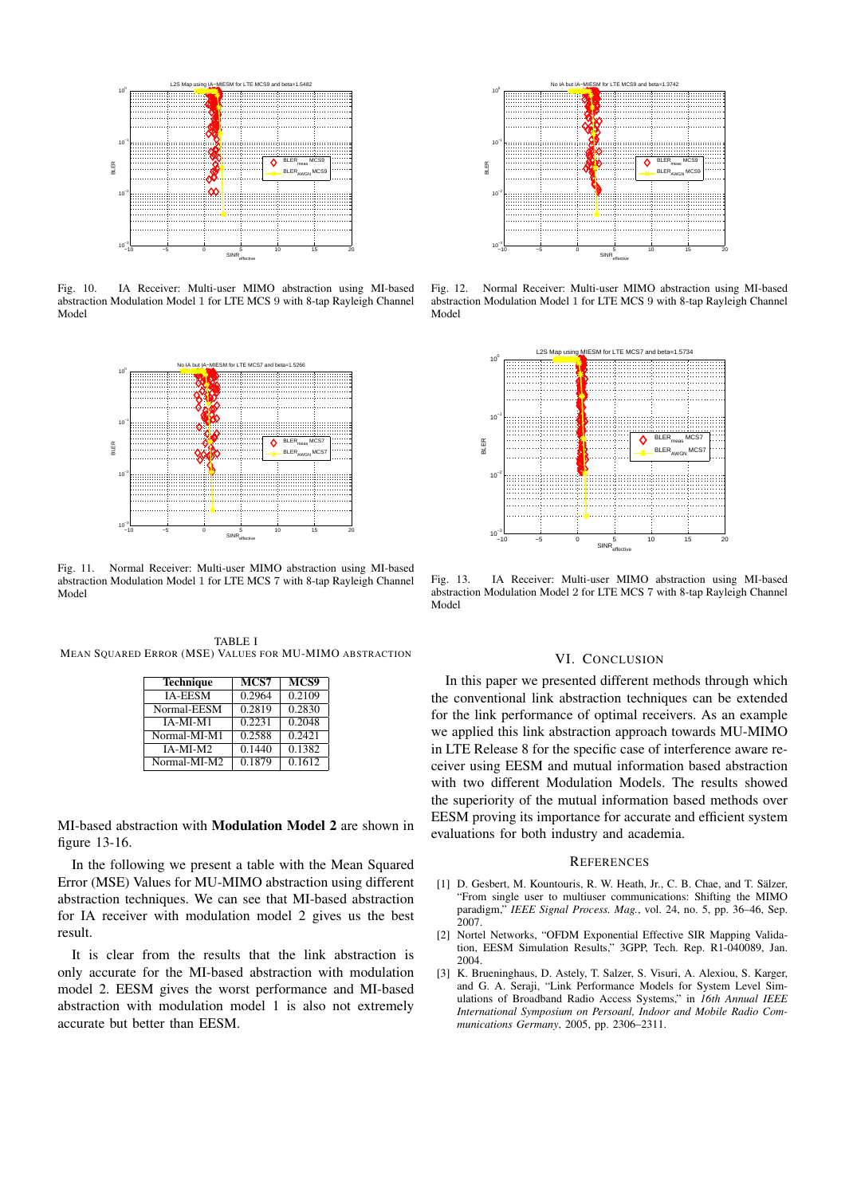Fig. 10. IA Receiver: Multi-user MIMO abstraction using MI-based abstraction Modulation Model 1 for LTE MCS 9 with 8-tap Rayleigh Channel Model

Fig. 11. Normal Receiver: Multi-user MIMO abstraction using MI-based abstraction Modulation Model 1 for LTE MCS 7 with 8-tap Rayleigh Channel Model

TABLE I
MEAN SQUARED ERROR (MSE) VALUES FOR MU-MIMO ABSTRACTION

| Technique | MCS7 | MCS9 |
|---|---|---|
| IA-EESM | 0.2964 | 0.2109 |
| Normal-EESM | 0.2819 | 0.2830 |
| IA-MI-M1 | 0.2231 | 0.2048 |
| Normal-MI-M1 | 0.2588 | 0.2421 |
| IA-MI-M2 | 0.1440 | 0.1382 |
| Normal-MI-M2 | 0.1879 | 0.1612 |

MI-based abstraction with **Modulation Model 2** are shown in figure 13-16.

In the following we present a table with the Mean Squared Error (MSE) Values for MU-MIMO abstraction using different abstraction techniques. We can see that MI-based abstraction for IA receiver with modulation model 2 gives us the best result.

It is clear from the results that the link abstraction is only accurate for the MI-based abstraction with modulation model 2. EESM gives the worst performance and MI-based abstraction with modulation model 1 is also not extremely accurate but better than EESM.

Fig. 12. Normal Receiver: Multi-user MIMO abstraction using MI-based abstraction Modulation Model 1 for LTE MCS 9 with 8-tap Rayleigh Channel Model

Fig. 13. IA Receiver: Multi-user MIMO abstraction using MI-based abstraction Modulation Model 2 for LTE MCS 7 with 8-tap Rayleigh Channel Model

## VI. CONCLUSION

In this paper we presented different methods through which the conventional link abstraction techniques can be extended for the link performance of optimal receivers. As an example we applied this link abstraction approach towards MU-MIMO in LTE Release 8 for the specific case of interference aware receiver using EESM and mutual information based abstraction with two different Modulation Models. The results showed the superiority of the mutual information based methods over EESM proving its importance for accurate and efficient system evaluations for both industry and academia.

## REFERENCES

[1] D. Gesbert, M. Kountouris, R. W. Heath, Jr., C. B. Chae, and T. Sälzer, "From single user to multiuser communications: Shifting the MIMO paradigm," *IEEE Signal Process. Mag.*, vol. 24, no. 5, pp. 36–46, Sep. 2007.

[2] Nortel Networks, "OFDM Exponential Effective SIR Mapping Validation, EESM Simulation Results," 3GPP, Tech. Rep. R1-040089, Jan. 2004.

[3] K. Brueninghaus, D. Astely, T. Salzer, S. Visuri, A. Alexiou, S. Karger, and G. A. Seraji, "Link Performance Models for System Level Simulations of Broadband Radio Access Systems," in *16th Annual IEEE International Symposium on Persoanl, Indoor and Mobile Radio Communications Germany*, 2005, pp. 2306–2311.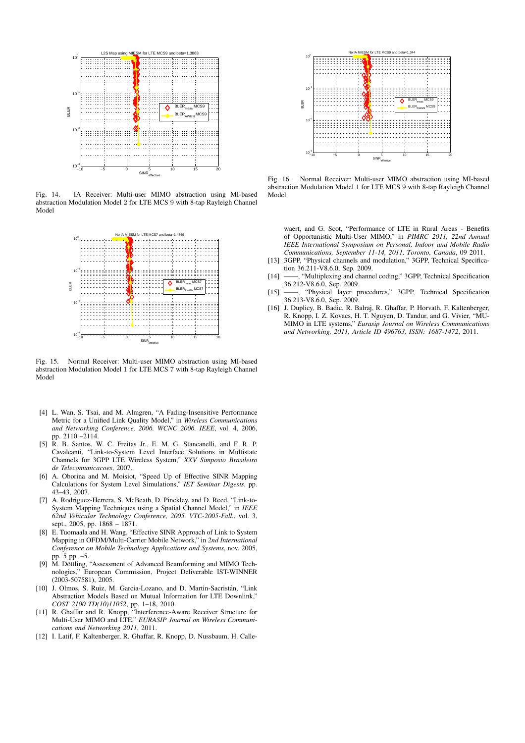L2S Map using MIESM for LTE MCS9 and beta=1.3868

BLER

SINR$_{effective}$

$10^0$
$10^{-1}$
$10^{-2}$
$10^{-3}$

−10 −5 0 5 10 15 20

BLER$_{meas}$ MCS9
BLER$_{AWGN}$ MCS9

Fig. 14. IA Receiver: Multi-user MIMO abstraction using MI-based abstraction Modulation Model 2 for LTE MCS 9 with 8-tap Rayleigh Channel Model

No IA MIESM for LTE MCS7 and beta=1.4769

BLER

SINR$_{effective}$

$10^0$
$10^{-1}$
$10^{-2}$
$10^{-3}$

−10 −5 0 5 10 15 20

BLER$_{meas}$ MCS7
BLER$_{AWGN}$ MCS7

Fig. 15. Normal Receiver: Multi-user MIMO abstraction using MI-based abstraction Modulation Model 1 for LTE MCS 7 with 8-tap Rayleigh Channel Model

No IA MIESM for LTE MCS9 and beta=1.344

BLER

SINR$_{effective}$

$10^0$
$10^{-1}$
$10^{-2}$
$10^{-3}$

−10 −5 0 5 10 15 20

BLER$_{meas}$ MCS9
BLER$_{AWGN}$ MCS9

Fig. 16. Normal Receiver: Multi-user MIMO abstraction using MI-based abstraction Modulation Model 1 for LTE MCS 9 with 8-tap Rayleigh Channel Model

[4] L. Wan, S. Tsai, and M. Almgren, "A Fading-Insensitive Performance Metric for a Unified Link Quality Model," in *Wireless Communications and Networking Conference, 2006. WCNC 2006. IEEE*, vol. 4, 2006, pp. 2110 –2114.

[5] R. B. Santos, W. C. Freitas Jr., E. M. G. Stancanelli, and F. R. P. Cavalcanti, "Link-to-System Level Interface Solutions in Multistate Channels for 3GPP LTE Wireless System," *XXV Simposio Brasileiro de Telecomunicacoes*, 2007.

[6] A. Oborina and M. Moisiot, "Speed Up of Effective SINR Mapping Calculations for System Level Simulations," *IET Seminar Digests*, pp. 43–43, 2007.

[7] A. Rodriguez-Herrera, S. McBeath, D. Pinckley, and D. Reed, "Link-to-System Mapping Techniques using a Spatial Channel Model," in *IEEE 62nd Vehicular Technology Conference, 2005. VTC-2005-Fall.*, vol. 3, sept., 2005, pp. 1868 – 1871.

[8] E. Tuomaala and H. Wang, "Effective SINR Approach of Link to System Mapping in OFDM/Multi-Carrier Mobile Network," in *2nd International Conference on Mobile Technology Applications and Systems*, nov. 2005, pp. 5 pp. –5.

[9] M. Döttling, "Assessment of Advanced Beamforming and MIMO Technologies," European Commission, Project Deliverable IST-WINNER (2003-507581), 2005.

[10] J. Olmos, S. Ruiz, M. Garcia-Lozano, and D. Martin-Sacristán, "Link Abstraction Models Based on Mutual Information for LTE Downlink," *COST 2100 TD(10)11052*, pp. 1–18, 2010.

[11] R. Ghaffar and R. Knopp, "Interference-Aware Receiver Structure for Multi-User MIMO and LTE," *EURASIP Journal on Wireless Communications and Networking 2011*, 2011.

[12] I. Latif, F. Kaltenberger, R. Ghaffar, R. Knopp, D. Nussbaum, H. Callewaert, and G. Scot, "Performance of LTE in Rural Areas - Benefits of Opportunistic Multi-User MIMO," in *PIMRC 2011, 22nd Annual IEEE International Symposium on Personal, Indoor and Mobile Radio Communications, September 11-14, 2011, Toronto, Canada*, 09 2011.

[13] 3GPP, "Physical channels and modulation," 3GPP, Technical Specification 36.211-V8.6.0, Sep. 2009.

[14] ——, "Multiplexing and channel coding," 3GPP, Technical Specification 36.212-V8.6.0, Sep. 2009.

[15] ——, "Physical layer procedures," 3GPP, Technical Specification 36.213-V8.6.0, Sep. 2009.

[16] J. Duplicy, B. Badic, R. Balraj, R. Ghaffar, P. Horvath, F. Kaltenberger, R. Knopp, I. Z. Kovacs, H. T. Nguyen, D. Tandur, and G. Vivier, "MU-MIMO in LTE systems," *Eurasip Journal on Wireless Communications and Networking, 2011, Article ID 496763, ISSN: 1687-1472*, 2011.